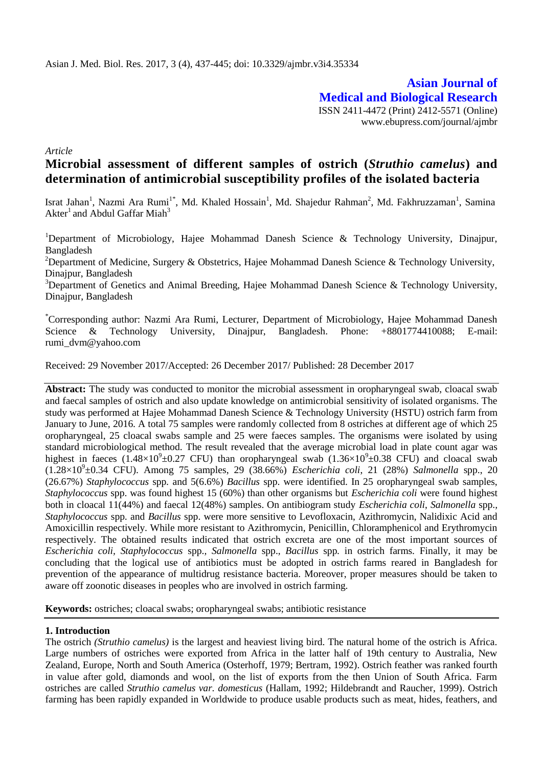Asian J. Med. Biol. Res. 2017, 3 (4), 437-445; doi: 10.3329/ajmbr.v3i4.35334

**Asian Journal of Medical and Biological Research**

ISSN 2411-4472 (Print) 2412-5571 (Online)
www.ebupress.com/journal/ajmbr

*Article*

# Microbial assessment of different samples of ostrich (*Struthio camelus*) and determination of antimicrobial susceptibility profiles of the isolated bacteria

Israt Jahan[1], Nazmi Ara Rumi[1*], Md. Khaled Hossain[1], Md. Shajedur Rahman[2], Md. Fakhruzzaman[1], Samina Akter[1] and Abdul Gaffar Miah[3]

[1]Department of Microbiology, Hajee Mohammad Danesh Science & Technology University, Dinajpur, Bangladesh

[2]Department of Medicine, Surgery & Obstetrics, Hajee Mohammad Danesh Science & Technology University, Dinajpur, Bangladesh

[3]Department of Genetics and Animal Breeding, Hajee Mohammad Danesh Science & Technology University, Dinajpur, Bangladesh

[*]Corresponding author: Nazmi Ara Rumi, Lecturer, Department of Microbiology, Hajee Mohammad Danesh Science & Technology University, Dinajpur, Bangladesh. Phone: +8801774410088; E-mail: rumi_dvm@yahoo.com

Received: 29 November 2017/Accepted: 26 December 2017/ Published: 28 December 2017

**Abstract:** The study was conducted to monitor the microbial assessment in oropharyngeal swab, cloacal swab and faecal samples of ostrich and also update knowledge on antimicrobial sensitivity of isolated organisms. The study was performed at Hajee Mohammad Danesh Science & Technology University (HSTU) ostrich farm from January to June, 2016. A total 75 samples were randomly collected from 8 ostriches at different age of which 25 oropharyngeal, 25 cloacal swabs sample and 25 were faeces samples. The organisms were isolated by using standard microbiological method. The result revealed that the average microbial load in plate count agar was highest in faeces ($1.48\times10^9\pm0.27$ CFU) than oropharyngeal swab ($1.36\times10^9\pm0.38$ CFU) and cloacal swab ($1.28\times10^9\pm0.34$ CFU). Among 75 samples, 29 (38.66%) *Escherichia coli*, 21 (28%) *Salmonella* spp., 20 (26.67%) *Staphylococcus* spp. and 5(6.6%) *Bacillus* spp. were identified. In 25 oropharyngeal swab samples, *Staphylococcus* spp. was found highest 15 (60%) than other organisms but *Escherichia coli* were found highest both in cloacal 11(44%) and faecal 12(48%) samples. On antibiogram study *Escherichia coli*, *Salmonella* spp., *Staphylococcus* spp. and *Bacillus* spp. were more sensitive to Levofloxacin, Azithromycin, Nalidixic Acid and Amoxicillin respectively. While more resistant to Azithromycin, Penicillin, Chloramphenicol and Erythromycin respectively. The obtained results indicated that ostrich excreta are one of the most important sources of *Escherichia coli*, *Staphylococcus* spp., *Salmonella* spp., *Bacillus* spp. in ostrich farms. Finally, it may be concluding that the logical use of antibiotics must be adopted in ostrich farms reared in Bangladesh for prevention of the appearance of multidrug resistance bacteria. Moreover, proper measures should be taken to aware off zoonotic diseases in peoples who are involved in ostrich farming.

**Keywords:** ostriches; cloacal swabs; oropharyngeal swabs; antibiotic resistance

## 1. Introduction

The ostrich *(Struthio camelus)* is the largest and heaviest living bird. The natural home of the ostrich is Africa. Large numbers of ostriches were exported from Africa in the latter half of 19th century to Australia, New Zealand, Europe, North and South America (Osterhoff, 1979; Bertram, 1992). Ostrich feather was ranked fourth in value after gold, diamonds and wool, on the list of exports from the then Union of South Africa. Farm ostriches are called *Struthio camelus var. domesticus* (Hallam, 1992; Hildebrandt and Raucher, 1999). Ostrich farming has been rapidly expanded in Worldwide to produce usable products such as meat, hides, feathers, and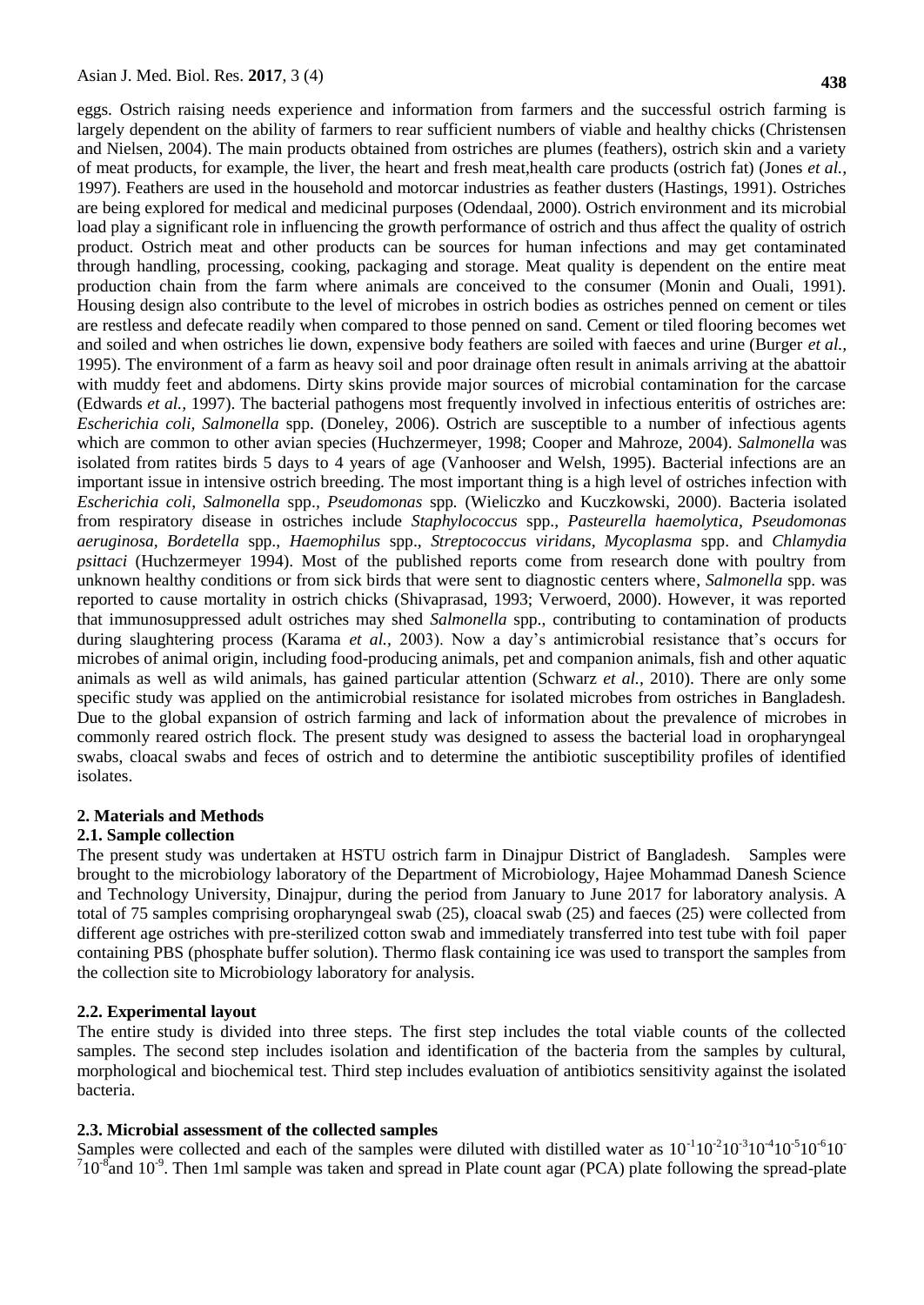eggs. Ostrich raising needs experience and information from farmers and the successful ostrich farming is largely dependent on the ability of farmers to rear sufficient numbers of viable and healthy chicks (Christensen and Nielsen, 2004). The main products obtained from ostriches are plumes (feathers), ostrich skin and a variety of meat products, for example, the liver, the heart and fresh meat,health care products (ostrich fat) (Jones *et al.*, 1997). Feathers are used in the household and motorcar industries as feather dusters (Hastings, 1991). Ostriches are being explored for medical and medicinal purposes (Odendaal, 2000). Ostrich environment and its microbial load play a significant role in influencing the growth performance of ostrich and thus affect the quality of ostrich product. Ostrich meat and other products can be sources for human infections and may get contaminated through handling, processing, cooking, packaging and storage. Meat quality is dependent on the entire meat production chain from the farm where animals are conceived to the consumer (Monin and Ouali, 1991). Housing design also contribute to the level of microbes in ostrich bodies as ostriches penned on cement or tiles are restless and defecate readily when compared to those penned on sand. Cement or tiled flooring becomes wet and soiled and when ostriches lie down, expensive body feathers are soiled with faeces and urine (Burger *et al.*, 1995). The environment of a farm as heavy soil and poor drainage often result in animals arriving at the abattoir with muddy feet and abdomens. Dirty skins provide major sources of microbial contamination for the carcase (Edwards *et al.*, 1997). The bacterial pathogens most frequently involved in infectious enteritis of ostriches are: *Escherichia coli, Salmonella* spp. (Doneley, 2006). Ostrich are susceptible to a number of infectious agents which are common to other avian species (Huchzermeyer, 1998; Cooper and Mahroze, 2004). *Salmonella* was isolated from ratites birds 5 days to 4 years of age (Vanhooser and Welsh, 1995). Bacterial infections are an important issue in intensive ostrich breeding. The most important thing is a high level of ostriches infection with *Escherichia coli, Salmonella* spp.*, Pseudomonas* spp*.* (Wieliczko and Kuczkowski, 2000). Bacteria isolated from respiratory disease in ostriches include *Staphylococcus* spp., *Pasteurella haemolytica, Pseudomonas aeruginosa, Bordetella* spp., *Haemophilus* spp., *Streptococcus viridans, Mycoplasma* spp. and *Chlamydia psittaci* (Huchzermeyer 1994). Most of the published reports come from research done with poultry from unknown healthy conditions or from sick birds that were sent to diagnostic centers where, *Salmonella* spp. was reported to cause mortality in ostrich chicks (Shivaprasad, 1993; Verwoerd, 2000). However, it was reported that immunosuppressed adult ostriches may shed *Salmonella* spp., contributing to contamination of products during slaughtering process (Karama *et al.,* 2003). Now a day's antimicrobial resistance that's occurs for microbes of animal origin, including food-producing animals, pet and companion animals, fish and other aquatic animals as well as wild animals, has gained particular attention (Schwarz *et al.,* 2010). There are only some specific study was applied on the antimicrobial resistance for isolated microbes from ostriches in Bangladesh. Due to the global expansion of ostrich farming and lack of information about the prevalence of microbes in commonly reared ostrich flock. The present study was designed to assess the bacterial load in oropharyngeal swabs, cloacal swabs and feces of ostrich and to determine the antibiotic susceptibility profiles of identified isolates.

## 2. Materials and Methods

### 2.1. Sample collection

The present study was undertaken at HSTU ostrich farm in Dinajpur District of Bangladesh. Samples were brought to the microbiology laboratory of the Department of Microbiology, Hajee Mohammad Danesh Science and Technology University, Dinajpur, during the period from January to June 2017 for laboratory analysis. A total of 75 samples comprising oropharyngeal swab (25), cloacal swab (25) and faeces (25) were collected from different age ostriches with pre-sterilized cotton swab and immediately transferred into test tube with foil paper containing PBS (phosphate buffer solution). Thermo flask containing ice was used to transport the samples from the collection site to Microbiology laboratory for analysis.

### 2.2. Experimental layout

The entire study is divided into three steps. The first step includes the total viable counts of the collected samples. The second step includes isolation and identification of the bacteria from the samples by cultural, morphological and biochemical test. Third step includes evaluation of antibiotics sensitivity against the isolated bacteria.

### 2.3. Microbial assessment of the collected samples

Samples were collected and each of the samples were diluted with distilled water as $10^{-1}10^{-2}10^{-3}10^{-4}10^{-5}10^{-6}10^{-7}10^{-8}$and $10^{-9}$. Then 1ml sample was taken and spread in Plate count agar (PCA) plate following the spread-plate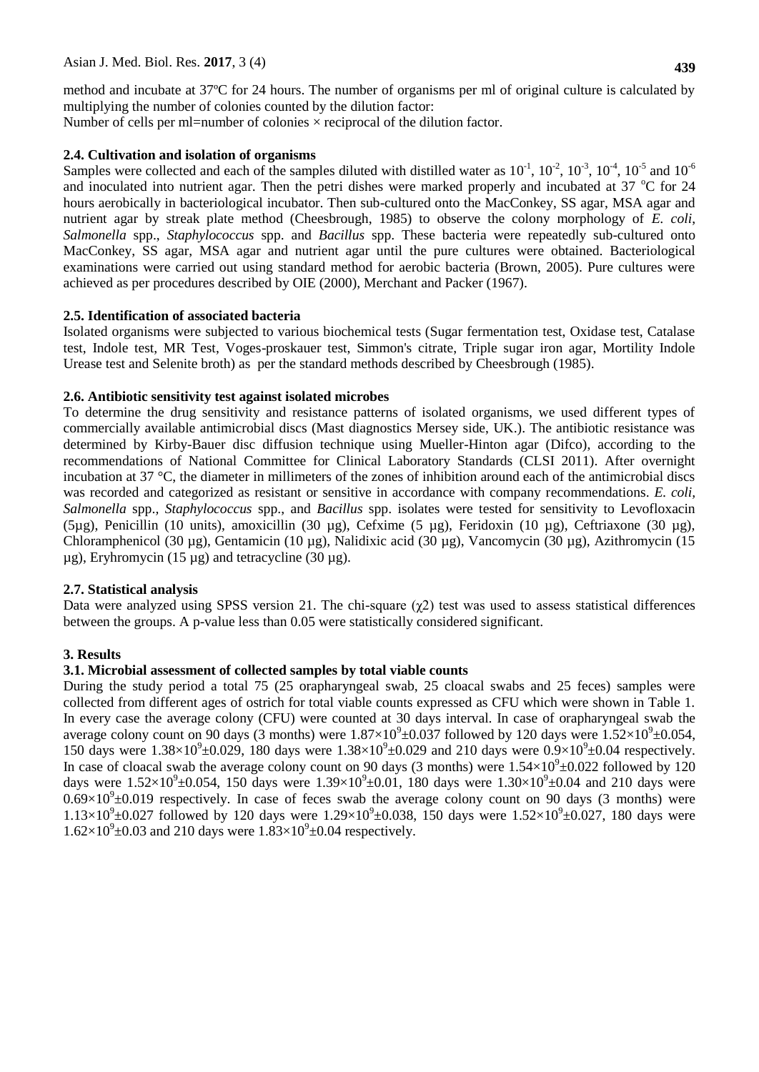method and incubate at 37ºC for 24 hours. The number of organisms per ml of original culture is calculated by multiplying the number of colonies counted by the dilution factor:

Number of cells per ml=number of colonies × reciprocal of the dilution factor.

### 2.4. Cultivation and isolation of organisms

Samples were collected and each of the samples diluted with distilled water as $10^{-1}$, $10^{-2}$, $10^{-3}$, $10^{-4}$, $10^{-5}$ and $10^{-6}$ and inoculated into nutrient agar. Then the petri dishes were marked properly and incubated at 37 °C for 24 hours aerobically in bacteriological incubator. Then sub-cultured onto the MacConkey, SS agar, MSA agar and nutrient agar by streak plate method (Cheesbrough, 1985) to observe the colony morphology of *E. coli*, *Salmonella* spp., *Staphylococcus* spp. and *Bacillus* spp. These bacteria were repeatedly sub-cultured onto MacConkey, SS agar, MSA agar and nutrient agar until the pure cultures were obtained. Bacteriological examinations were carried out using standard method for aerobic bacteria (Brown, 2005). Pure cultures were achieved as per procedures described by OIE (2000), Merchant and Packer (1967).

### 2.5. Identification of associated bacteria

Isolated organisms were subjected to various biochemical tests (Sugar fermentation test, Oxidase test, Catalase test, Indole test, MR Test, Voges-proskauer test, Simmon's citrate, Triple sugar iron agar, Mortility Indole Urease test and Selenite broth) as per the standard methods described by Cheesbrough (1985).

### 2.6. Antibiotic sensitivity test against isolated microbes

To determine the drug sensitivity and resistance patterns of isolated organisms, we used different types of commercially available antimicrobial discs (Mast diagnostics Mersey side, UK.). The antibiotic resistance was determined by Kirby-Bauer disc diffusion technique using Mueller-Hinton agar (Difco), according to the recommendations of National Committee for Clinical Laboratory Standards (CLSI 2011). After overnight incubation at 37 °C, the diameter in millimeters of the zones of inhibition around each of the antimicrobial discs was recorded and categorized as resistant or sensitive in accordance with company recommendations. *E. coli*, *Salmonella* spp., *Staphylococcus* spp., and *Bacillus* spp. isolates were tested for sensitivity to Levofloxacin (5µg), Penicillin (10 units), amoxicillin (30 µg), Cefxime (5 µg), Feridoxin (10 µg), Ceftriaxone (30 µg), Chloramphenicol (30 µg), Gentamicin (10 µg), Nalidixic acid (30 µg), Vancomycin (30 µg), Azithromycin (15 µg), Eryhromycin (15 µg) and tetracycline (30 µg).

### 2.7. Statistical analysis

Data were analyzed using SPSS version 21. The chi-square ($\chi2$) test was used to assess statistical differences between the groups. A p-value less than 0.05 were statistically considered significant.

## 3. Results

### 3.1. Microbial assessment of collected samples by total viable counts

During the study period a total 75 (25 orapharyngeal swab, 25 cloacal swabs and 25 feces) samples were collected from different ages of ostrich for total viable counts expressed as CFU which were shown in Table 1. In every case the average colony (CFU) were counted at 30 days interval. In case of orapharyngeal swab the average colony count on 90 days (3 months) were $1.87\times10^9\pm0.037$ followed by 120 days were $1.52\times10^9\pm0.054$, 150 days were $1.38\times10^9\pm0.029$, 180 days were $1.38\times10^9\pm0.029$ and 210 days were $0.9\times10^9\pm0.04$ respectively. In case of cloacal swab the average colony count on 90 days (3 months) were $1.54\times10^9\pm0.022$ followed by 120 days were $1.52\times10^9\pm0.054$, 150 days were $1.39\times10^9\pm0.01$, 180 days were $1.30\times10^9\pm0.04$ and 210 days were $0.69\times10^9\pm0.019$ respectively. In case of feces swab the average colony count on 90 days (3 months) were $1.13\times10^9\pm0.027$ followed by 120 days were $1.29\times10^9\pm0.038$, 150 days were $1.52\times10^9\pm0.027$, 180 days were $1.62\times10^9\pm0.03$ and 210 days were $1.83\times10^9\pm0.04$ respectively.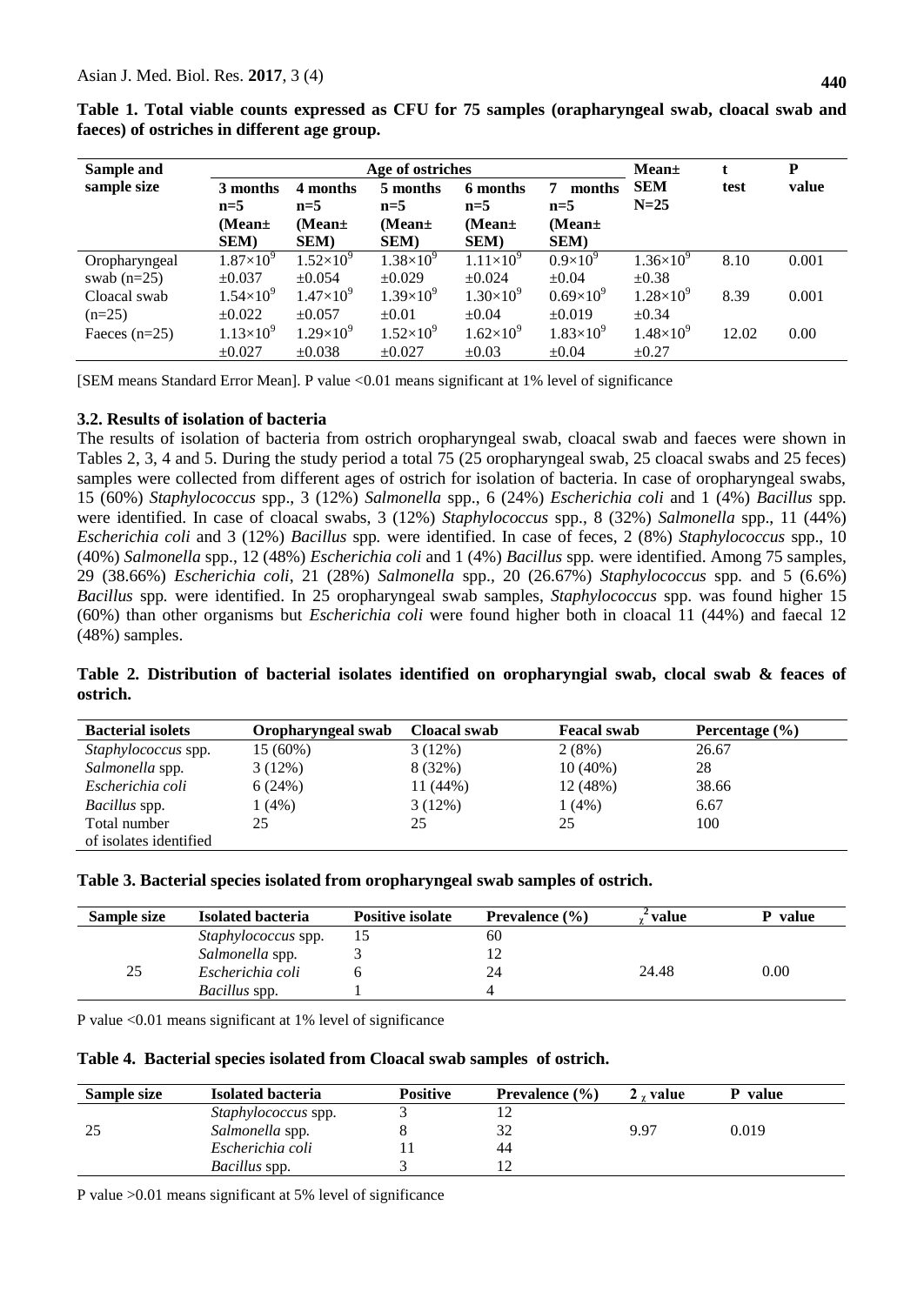**Table 1. Total viable counts expressed as CFU for 75 samples (orapharyngeal swab, cloacal swab and faeces) of ostriches in different age group.**

| Sample and sample size | Age of ostriches | | | | | Mean± SEM N=25 | t test | P value |
|---|---|---|---|---|---|---|---|---|
| | 3 months n=5 (Mean± SEM) | 4 months n=5 (Mean± SEM) | 5 months n=5 (Mean± SEM) | 6 months n=5 (Mean± SEM) | 7 months n=5 (Mean± SEM) | | | |
| Oropharyngeal swab (n=25) | $1.87\times10^9$ ±0.037 | $1.52\times10^9$ ±0.054 | $1.38\times10^9$ ±0.029 | $1.11\times10^9$ ±0.024 | $0.9\times10^9$ ±0.04 | $1.36\times10^9$ ±0.38 | 8.10 | 0.001 |
| Cloacal swab (n=25) | $1.54\times10^9$ ±0.022 | $1.47\times10^9$ ±0.057 | $1.39\times10^9$ ±0.01 | $1.30\times10^9$ ±0.04 | $0.69\times10^9$ ±0.019 | $1.28\times10^9$ ±0.34 | 8.39 | 0.001 |
| Faeces (n=25) | $1.13\times10^9$ ±0.027 | $1.29\times10^9$ ±0.038 | $1.52\times10^9$ ±0.027 | $1.62\times10^9$ ±0.03 | $1.83\times10^9$ ±0.04 | $1.48\times10^9$ ±0.27 | 12.02 | 0.00 |

[SEM means Standard Error Mean]. P value <0.01 means significant at 1% level of significance

### 3.2. Results of isolation of bacteria

The results of isolation of bacteria from ostrich oropharyngeal swab, cloacal swab and faeces were shown in Tables 2, 3, 4 and 5. During the study period a total 75 (25 oropharyngeal swab, 25 cloacal swabs and 25 feces) samples were collected from different ages of ostrich for isolation of bacteria. In case of oropharyngeal swabs, 15 (60%) *Staphylococcus* spp., 3 (12%) *Salmonella* spp., 6 (24%) *Escherichia coli* and 1 (4%) *Bacillus* spp. were identified. In case of cloacal swabs, 3 (12%) *Staphylococcus* spp., 8 (32%) *Salmonella* spp., 11 (44%) *Escherichia coli* and 3 (12%) *Bacillus* spp. were identified. In case of feces, 2 (8%) *Staphylococcus* spp., 10 (40%) *Salmonella* spp., 12 (48%) *Escherichia coli* and 1 (4%) *Bacillus* spp. were identified. Among 75 samples, 29 (38.66%) *Escherichia coli*, 21 (28%) *Salmonella* spp., 20 (26.67%) *Staphylococcus* spp. and 5 (6.6%) *Bacillus* spp. were identified. In 25 oropharyngeal swab samples, *Staphylococcus* spp. was found higher 15 (60%) than other organisms but *Escherichia coli* were found higher both in cloacal 11 (44%) and faecal 12 (48%) samples.

**Table 2. Distribution of bacterial isolates identified on oropharyngial swab, clocal swab & feaces of ostrich.**

| Bacterial isolets | Oropharyngeal swab | Cloacal swab | Feacal swab | Percentage (%) |
|---|---|---|---|---|
| *Staphylococcus* spp. | 15 (60%) | 3 (12%) | 2 (8%) | 26.67 |
| *Salmonella* spp. | 3 (12%) | 8 (32%) | 10 (40%) | 28 |
| *Escherichia coli* | 6 (24%) | 11 (44%) | 12 (48%) | 38.66 |
| *Bacillus* spp. | 1 (4%) | 3 (12%) | 1 (4%) | 6.67 |
| Total number of isolates identified | 25 | 25 | 25 | 100 |

**Table 3. Bacterial species isolated from oropharyngeal swab samples of ostrich.**

| Sample size | Isolated bacteria | Positive isolate | Prevalence (%) | $\chi^2$ value | P value |
|---|---|---|---|---|---|
| 25 | *Staphylococcus* spp. | 15 | 60 | 24.48 | 0.00 |
| | *Salmonella* spp. | 3 | 12 | | |
| | *Escherichia coli* | 6 | 24 | | |
| | *Bacillus* spp. | 1 | 4 | | |

P value <0.01 means significant at 1% level of significance

**Table 4. Bacterial species isolated from Cloacal swab samples of ostrich.**

| Sample size | Isolated bacteria | Positive | Prevalence (%) | $\chi^2$ value | P value |
|---|---|---|---|---|---|
| 25 | *Staphylococcus* spp. | 3 | 12 | 9.97 | 0.019 |
| | *Salmonella* spp. | 8 | 32 | | |
| | *Escherichia coli* | 11 | 44 | | |
| | *Bacillus* spp. | 3 | 12 | | |

P value >0.01 means significant at 5% level of significance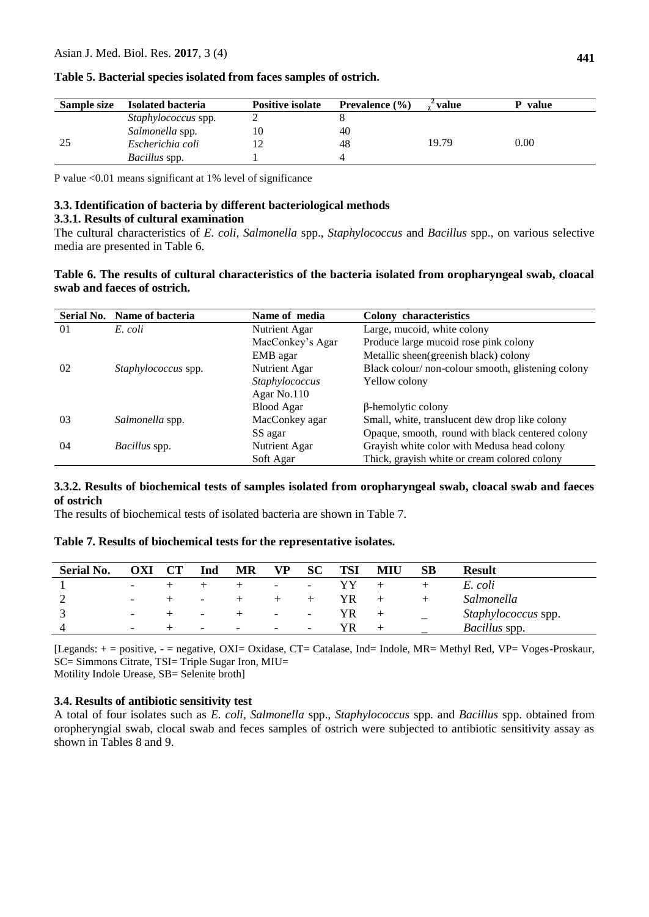**Table 5. Bacterial species isolated from faces samples of ostrich.**

| Sample size | Isolated bacteria | Positive isolate | Prevalence (%) | $\chi^2$ value | P value |
|---|---|---|---|---|---|
| 25 | *Staphylococcus* spp. | 2 | 8 | 19.79 | 0.00 |
| | *Salmonella* spp. | 10 | 40 | | |
| | *Escherichia coli* | 12 | 48 | | |
| | *Bacillus* spp. | 1 | 4 | | |

P value <0.01 means significant at 1% level of significance

### 3.3. Identification of bacteria by different bacteriological methods

#### 3.3.1. Results of cultural examination

The cultural characteristics of *E. coli*, *Salmonella* spp., *Staphylococcus* and *Bacillus* spp., on various selective media are presented in Table 6.

**Table 6. The results of cultural characteristics of the bacteria isolated from oropharyngeal swab, cloacal swab and faeces of ostrich.**

| Serial No. | Name of bacteria | Name of media | Colony characteristics |
|---|---|---|---|
| 01 | *E. coli* | Nutrient Agar | Large, mucoid, white colony |
| | | MacConkey's Agar | Produce large mucoid rose pink colony |
| | | EMB agar | Metallic sheen(greenish black) colony |
| 02 | *Staphylococcus* spp. | Nutrient Agar | Black colour/ non-colour smooth, glistening colony |
| | | *Staphylococcus* Agar No.110 | Yellow colony |
| | | Blood Agar | β-hemolytic colony |
| 03 | *Salmonella* spp. | MacConkey agar | Small, white, translucent dew drop like colony |
| | | SS agar | Opaque, smooth, round with black centered colony |
| 04 | *Bacillus* spp. | Nutrient Agar | Grayish white color with Medusa head colony |
| | | Soft Agar | Thick, grayish white or cream colored colony |

#### 3.3.2. Results of biochemical tests of samples isolated from oropharyngeal swab, cloacal swab and faeces of ostrich

The results of biochemical tests of isolated bacteria are shown in Table 7.

**Table 7. Results of biochemical tests for the representative isolates.**

| Serial No. | OXI | CT | Ind | MR | VP | SC | TSI | MIU | SB | Result |
|---|---|---|---|---|---|---|---|---|---|---|
| 1 | - | + | + | + | - | - | YY | + | + | *E. coli* |
| 2 | - | + | - | + | + | + | YR | + | + | *Salmonella* |
| 3 | - | + | - | + | - | - | YR | + | _ | *Staphylococcus* spp. |
| 4 | - | + | - | - | - | - | YR | + | _ | *Bacillus* spp. |

[Legands: + = positive, - = negative, OXI= Oxidase, CT= Catalase, Ind= Indole, MR= Methyl Red, VP= Voges-Proskaur, SC= Simmons Citrate, TSI= Triple Sugar Iron, MIU= Motility Indole Urease, SB= Selenite broth]

### 3.4. Results of antibiotic sensitivity test

A total of four isolates such as *E. coli*, *Salmonella* spp., *Staphylococcus* spp. and *Bacillus* spp. obtained from oropheryngial swab, clocal swab and feces samples of ostrich were subjected to antibiotic sensitivity assay as shown in Tables 8 and 9.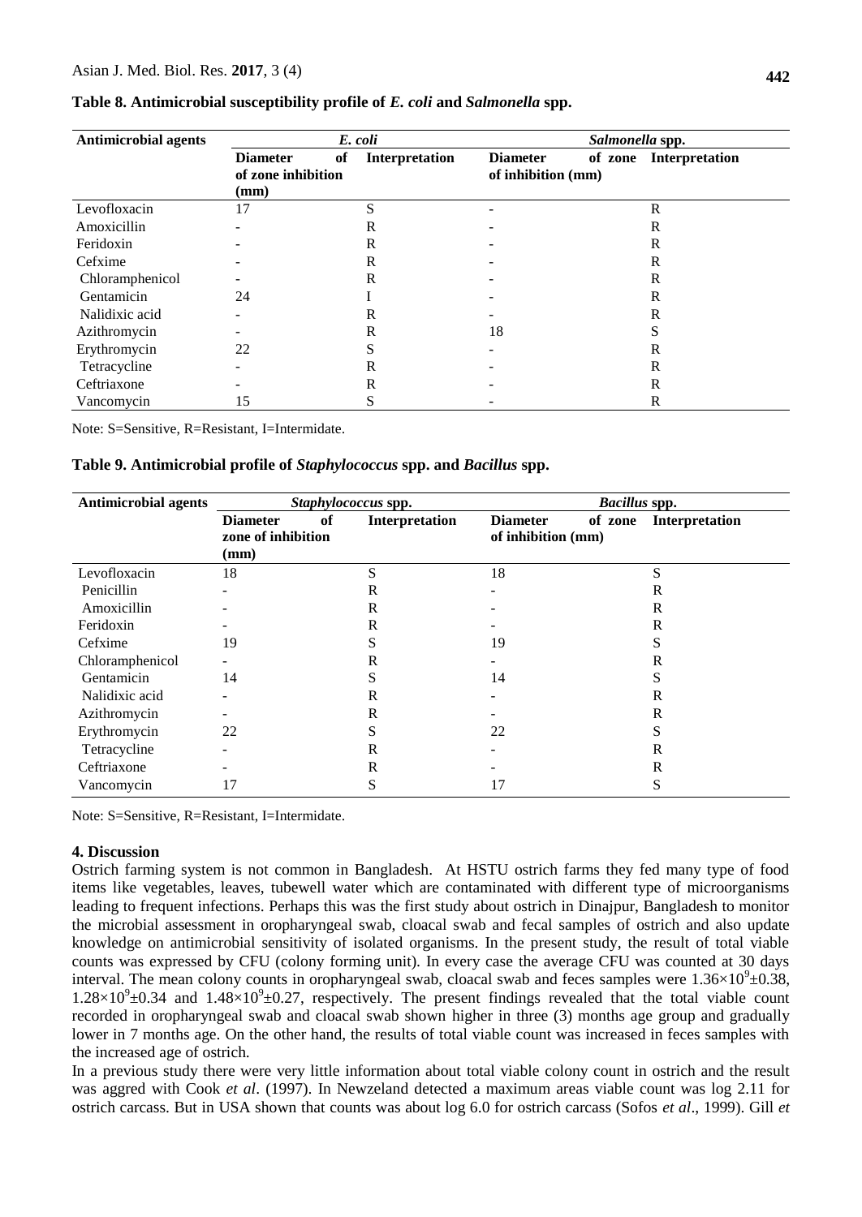**Table 8. Antimicrobial susceptibility profile of *E. coli* and *Salmonella* spp.**

| Antimicrobial agents | *E. coli* | | *Salmonella* spp. | |
|---|---|---|---|---|
| | **Diameter of zone inhibition (mm)** | **Interpretation** | **Diameter of zone of inhibition (mm)** | **Interpretation** |
| Levofloxacin | 17 | S | - | R |
| Amoxicillin | - | R | - | R |
| Feridoxin | - | R | - | R |
| Cefxime | - | R | - | R |
| Chloramphenicol | - | R | - | R |
| Gentamicin | 24 | I | - | R |
| Nalidixic acid | - | R | - | R |
| Azithromycin | - | R | 18 | S |
| Erythromycin | 22 | S | - | R |
| Tetracycline | - | R | - | R |
| Ceftriaxone | - | R | - | R |
| Vancomycin | 15 | S | - | R |

Note: S=Sensitive, R=Resistant, I=Intermidate.

**Table 9. Antimicrobial profile of *Staphylococcus* spp. and *Bacillus* spp.**

| Antimicrobial agents | *Staphylococcus* spp. | | *Bacillus* spp. | |
|---|---|---|---|---|
| | **Diameter of zone of inhibition (mm)** | **Interpretation** | **Diameter of zone of inhibition (mm)** | **Interpretation** |
| Levofloxacin | 18 | S | 18 | S |
| Penicillin | - | R | - | R |
| Amoxicillin | - | R | - | R |
| Feridoxin | - | R | - | R |
| Cefxime | 19 | S | 19 | S |
| Chloramphenicol | - | R | - | R |
| Gentamicin | 14 | S | 14 | S |
| Nalidixic acid | - | R | - | R |
| Azithromycin | - | R | - | R |
| Erythromycin | 22 | S | 22 | S |
| Tetracycline | - | R | - | R |
| Ceftriaxone | - | R | - | R |
| Vancomycin | 17 | S | 17 | S |

Note: S=Sensitive, R=Resistant, I=Intermidate.

## 4. Discussion

Ostrich farming system is not common in Bangladesh. At HSTU ostrich farms they fed many type of food items like vegetables, leaves, tubewell water which are contaminated with different type of microorganisms leading to frequent infections. Perhaps this was the first study about ostrich in Dinajpur, Bangladesh to monitor the microbial assessment in oropharyngeal swab, cloacal swab and fecal samples of ostrich and also update knowledge on antimicrobial sensitivity of isolated organisms. In the present study, the result of total viable counts was expressed by CFU (colony forming unit). In every case the average CFU was counted at 30 days interval. The mean colony counts in oropharyngeal swab, cloacal swab and feces samples were $1.36\times10^{9}\pm0.38$, $1.28\times10^{9}\pm0.34$ and $1.48\times10^{9}\pm0.27$, respectively. The present findings revealed that the total viable count recorded in oropharyngeal swab and cloacal swab shown higher in three (3) months age group and gradually lower in 7 months age. On the other hand, the results of total viable count was increased in feces samples with the increased age of ostrich.

In a previous study there were very little information about total viable colony count in ostrich and the result was aggred with Cook *et al*. (1997). In Newzeland detected a maximum areas viable count was log 2.11 for ostrich carcass. But in USA shown that counts was about log 6.0 for ostrich carcass (Sofos *et al*., 1999). Gill *et*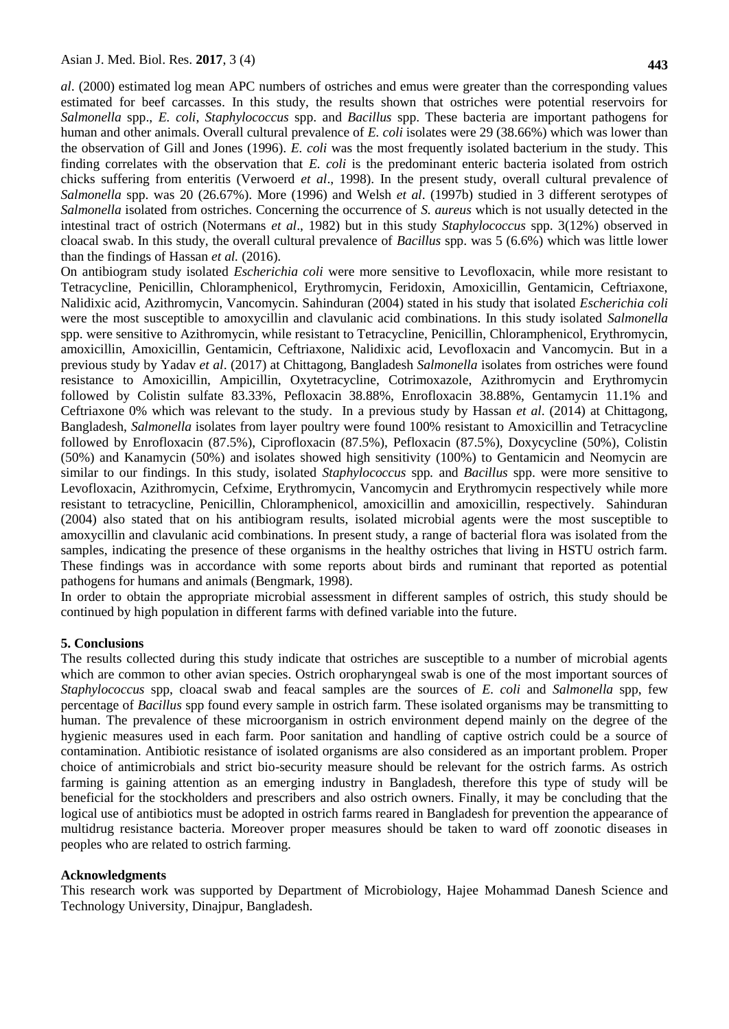*al*. (2000) estimated log mean APC numbers of ostriches and emus were greater than the corresponding values estimated for beef carcasses. In this study, the results shown that ostriches were potential reservoirs for *Salmonella* spp., *E. coli*, *Staphylococcus* spp. and *Bacillus* spp. These bacteria are important pathogens for human and other animals. Overall cultural prevalence of *E. coli* isolates were 29 (38.66%) which was lower than the observation of Gill and Jones (1996). *E. coli* was the most frequently isolated bacterium in the study. This finding correlates with the observation that *E. coli* is the predominant enteric bacteria isolated from ostrich chicks suffering from enteritis (Verwoerd *et al*., 1998). In the present study, overall cultural prevalence of *Salmonella* spp. was 20 (26.67%). More (1996) and Welsh *et al*. (1997b) studied in 3 different serotypes of *Salmonella* isolated from ostriches. Concerning the occurrence of *S. aureus* which is not usually detected in the intestinal tract of ostrich (Notermans *et al*., 1982) but in this study *Staphylococcus* spp. 3(12%) observed in cloacal swab. In this study, the overall cultural prevalence of *Bacillus* spp. was 5 (6.6%) which was little lower than the findings of Hassan *et al.* (2016).

On antibiogram study isolated *Escherichia coli* were more sensitive to Levofloxacin, while more resistant to Tetracycline, Penicillin, Chloramphenicol, Erythromycin, Feridoxin, Amoxicillin, Gentamicin, Ceftriaxone, Nalidixic acid, Azithromycin, Vancomycin. Sahinduran (2004) stated in his study that isolated *Escherichia coli* were the most susceptible to amoxycillin and clavulanic acid combinations. In this study isolated *Salmonella* spp. were sensitive to Azithromycin, while resistant to Tetracycline, Penicillin, Chloramphenicol, Erythromycin, amoxicillin, Amoxicillin, Gentamicin, Ceftriaxone, Nalidixic acid, Levofloxacin and Vancomycin. But in a previous study by Yadav *et al*. (2017) at Chittagong, Bangladesh *Salmonella* isolates from ostriches were found resistance to Amoxicillin, Ampicillin, Oxytetracycline, Cotrimoxazole, Azithromycin and Erythromycin followed by Colistin sulfate 83.33%, Pefloxacin 38.88%, Enrofloxacin 38.88%, Gentamycin 11.1% and Ceftriaxone 0% which was relevant to the study. In a previous study by Hassan *et al*. (2014) at Chittagong, Bangladesh, *Salmonella* isolates from layer poultry were found 100% resistant to Amoxicillin and Tetracycline followed by Enrofloxacin (87.5%), Ciprofloxacin (87.5%), Pefloxacin (87.5%), Doxycycline (50%), Colistin (50%) and Kanamycin (50%) and isolates showed high sensitivity (100%) to Gentamicin and Neomycin are similar to our findings. In this study, isolated *Staphylococcus* spp*.* and *Bacillus* spp. were more sensitive to Levofloxacin, Azithromycin, Cefxime, Erythromycin, Vancomycin and Erythromycin respectively while more resistant to tetracycline, Penicillin, Chloramphenicol, amoxicillin and amoxicillin, respectively. Sahinduran (2004) also stated that on his antibiogram results, isolated microbial agents were the most susceptible to amoxycillin and clavulanic acid combinations. In present study, a range of bacterial flora was isolated from the samples, indicating the presence of these organisms in the healthy ostriches that living in HSTU ostrich farm. These findings was in accordance with some reports about birds and ruminant that reported as potential pathogens for humans and animals (Bengmark, 1998).

In order to obtain the appropriate microbial assessment in different samples of ostrich, this study should be continued by high population in different farms with defined variable into the future.

## 5. Conclusions

The results collected during this study indicate that ostriches are susceptible to a number of microbial agents which are common to other avian species. Ostrich oropharyngeal swab is one of the most important sources of *Staphylococcus* spp, cloacal swab and feacal samples are the sources of *E. coli* and *Salmonella* spp, few percentage of *Bacillus* spp found every sample in ostrich farm. These isolated organisms may be transmitting to human. The prevalence of these microorganism in ostrich environment depend mainly on the degree of the hygienic measures used in each farm. Poor sanitation and handling of captive ostrich could be a source of contamination. Antibiotic resistance of isolated organisms are also considered as an important problem. Proper choice of antimicrobials and strict bio-security measure should be relevant for the ostrich farms. As ostrich farming is gaining attention as an emerging industry in Bangladesh, therefore this type of study will be beneficial for the stockholders and prescribers and also ostrich owners. Finally, it may be concluding that the logical use of antibiotics must be adopted in ostrich farms reared in Bangladesh for prevention the appearance of multidrug resistance bacteria. Moreover proper measures should be taken to ward off zoonotic diseases in peoples who are related to ostrich farming.

## Acknowledgments

This research work was supported by Department of Microbiology, Hajee Mohammad Danesh Science and Technology University, Dinajpur, Bangladesh.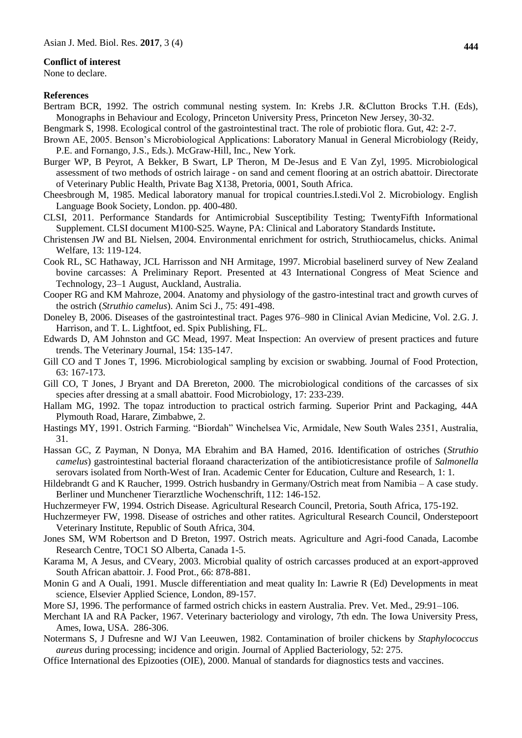**Conflict of interest**

None to declare.

**References**

Bertram BCR, 1992. The ostrich communal nesting system. In: Krebs J.R. &Clutton Brocks T.H. (Eds), Monographs in Behaviour and Ecology, Princeton University Press, Princeton New Jersey, 30-32.

Bengmark S, 1998. Ecological control of the gastrointestinal tract. The role of probiotic flora. Gut, 42: 2-7.

Brown AE, 2005. Benson's Microbiological Applications: Laboratory Manual in General Microbiology (Reidy, P.E. and Fornango, J.S., Eds.). McGraw-Hill, Inc., New York.

Burger WP, B Peyrot, A Bekker, B Swart, LP Theron, M De-Jesus and E Van Zyl, 1995. Microbiological assessment of two methods of ostrich lairage - on sand and cement flooring at an ostrich abattoir. Directorate of Veterinary Public Health, Private Bag X138, Pretoria, 0001, South Africa.

Cheesbrough M, 1985. Medical laboratory manual for tropical countries.I.stedi.Vol 2. Microbiology. English Language Book Society, London. pp. 400-480.

CLSI, 2011. Performance Standards for Antimicrobial Susceptibility Testing; TwentyFifth Informational Supplement. CLSI document M100-S25. Wayne, PA: Clinical and Laboratory Standards Institute**.**

Christensen JW and BL Nielsen, 2004. Environmental enrichment for ostrich, Struthiocamelus, chicks. Animal Welfare, 13: 119-124.

Cook RL, SC Hathaway, JCL Harrisson and NH Armitage, 1997. Microbial baselinerd survey of New Zealand bovine carcasses: A Preliminary Report. Presented at 43 International Congress of Meat Science and Technology, 23–1 August, Auckland, Australia.

Cooper RG and KM Mahroze, 2004. Anatomy and physiology of the gastro-intestinal tract and growth curves of the ostrich (*Struthio camelus*). Anim Sci J., 75: 491-498.

Doneley B, 2006. Diseases of the gastrointestinal tract. Pages 976–980 in Clinical Avian Medicine, Vol. 2.G. J. Harrison, and T. L. Lightfoot, ed. Spix Publishing, FL.

Edwards D, AM Johnston and GC Mead, 1997. Meat Inspection: An overview of present practices and future trends. The Veterinary Journal, 154: 135-147.

Gill CO and T Jones T, 1996. Microbiological sampling by excision or swabbing. Journal of Food Protection, 63: 167-173.

Gill CO, T Jones, J Bryant and DA Brereton, 2000. The microbiological conditions of the carcasses of six species after dressing at a small abattoir. Food Microbiology, 17: 233-239.

Hallam MG, 1992. The topaz introduction to practical ostrich farming. Superior Print and Packaging, 44A Plymouth Road, Harare, Zimbabwe, 2.

Hastings MY, 1991. Ostrich Farming. "Biordah" Winchelsea Vic, Armidale, New South Wales 2351, Australia, 31.

Hassan GC, Z Payman, N Donya, MA Ebrahim and BA Hamed, 2016. Identification of ostriches (*Struthio camelus*) gastrointestinal bacterial floraand characterization of the antibioticresistance profile of *Salmonella* serovars isolated from North-West of Iran. Academic Center for Education, Culture and Research, 1: 1.

Hildebrandt G and K Raucher, 1999. Ostrich husbandry in Germany/Ostrich meat from Namibia – A case study. Berliner und Munchener Tierarztliche Wochenschrift, 112: 146-152.

Huchzermeyer FW, 1994. Ostrich Disease. Agricultural Research Council, Pretoria, South Africa, 175-192.

Huchzermeyer FW, 1998. Disease of ostriches and other ratites. Agricultural Research Council, Onderstepoort Veterinary Institute, Republic of South Africa, 304.

Jones SM, WM Robertson and D Breton, 1997. Ostrich meats. Agriculture and Agri-food Canada, Lacombe Research Centre, TOC1 SO Alberta, Canada 1-5.

Karama M, A Jesus, and CVeary, 2003. Microbial quality of ostrich carcasses produced at an export-approved South African abattoir. J. Food Prot., 66: 878-881.

Monin G and A Ouali, 1991. Muscle differentiation and meat quality In: Lawrie R (Ed) Developments in meat science, Elsevier Applied Science, London, 89-157.

More SJ, 1996. The performance of farmed ostrich chicks in eastern Australia. Prev. Vet. Med., 29:91–106.

Merchant IA and RA Packer, 1967. Veterinary bacteriology and virology, 7th edn. The Iowa University Press, Ames, Iowa, USA. 286-306.

Notermans S, J Dufresne and WJ Van Leeuwen, 1982. Contamination of broiler chickens by *Staphylococcus aureus* during processing; incidence and origin. Journal of Applied Bacteriology, 52: 275.

Office International des Epizooties (OIE), 2000. Manual of standards for diagnostics tests and vaccines.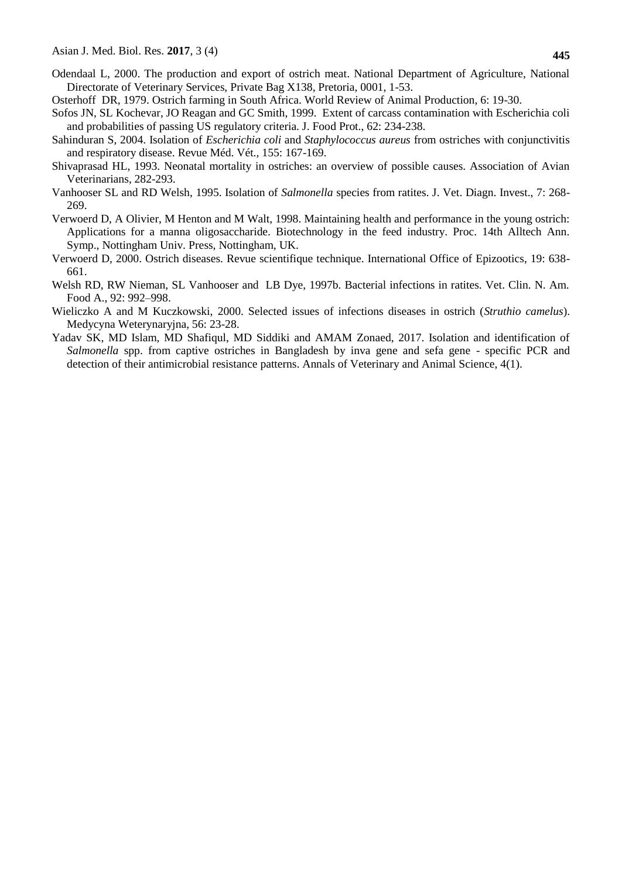Odendaal L, 2000. The production and export of ostrich meat. National Department of Agriculture, National Directorate of Veterinary Services, Private Bag X138, Pretoria, 0001, 1-53.

Osterhoff DR, 1979. Ostrich farming in South Africa. World Review of Animal Production, 6: 19-30.

Sofos JN, SL Kochevar, JO Reagan and GC Smith, 1999. Extent of carcass contamination with Escherichia coli and probabilities of passing US regulatory criteria. J. Food Prot., 62: 234-238.

Sahinduran S, 2004. Isolation of *Escherichia coli* and *Staphylococcus aureus* from ostriches with conjunctivitis and respiratory disease. Revue Méd. Vét., 155: 167-169.

Shivaprasad HL, 1993. Neonatal mortality in ostriches: an overview of possible causes. Association of Avian Veterinarians, 282-293.

Vanhooser SL and RD Welsh, 1995. Isolation of *Salmonella* species from ratites. J. Vet. Diagn. Invest., 7: 268-269.

Verwoerd D, A Olivier, M Henton and M Walt, 1998. Maintaining health and performance in the young ostrich: Applications for a manna oligosaccharide. Biotechnology in the feed industry. Proc. 14th Alltech Ann. Symp., Nottingham Univ. Press, Nottingham, UK.

Verwoerd D, 2000. Ostrich diseases. Revue scientifique technique. International Office of Epizootics, 19: 638-661.

Welsh RD, RW Nieman, SL Vanhooser and LB Dye, 1997b. Bacterial infections in ratites. Vet. Clin. N. Am. Food A., 92: 992–998.

Wieliczko A and M Kuczkowski, 2000. Selected issues of infections diseases in ostrich (*Struthio camelus*). Medycyna Weterynaryjna, 56: 23-28.

Yadav SK, MD Islam, MD Shafiqul, MD Siddiki and AMAM Zonaed, 2017. Isolation and identification of *Salmonella* spp. from captive ostriches in Bangladesh by inva gene and sefa gene - specific PCR and detection of their antimicrobial resistance patterns. Annals of Veterinary and Animal Science, 4(1).